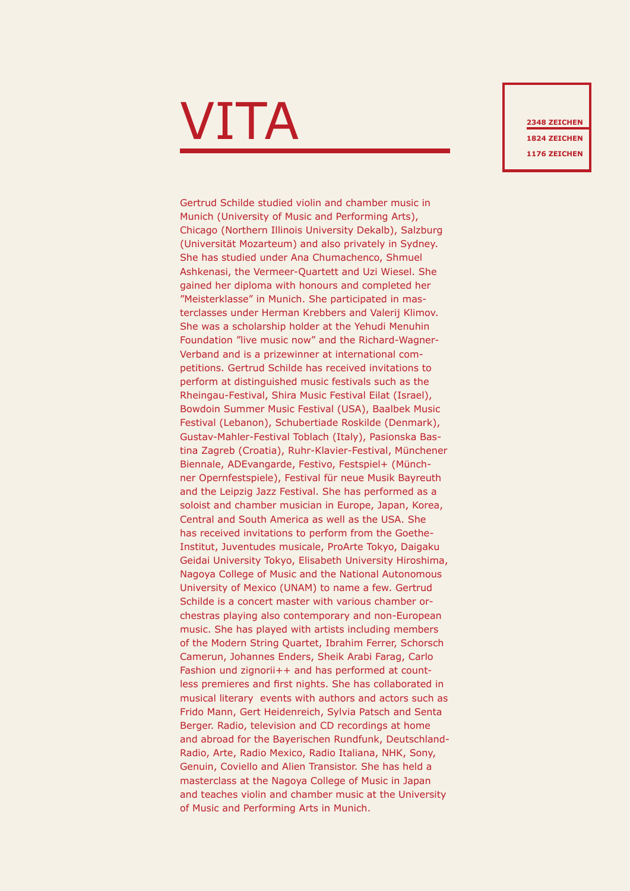# VITA

**2348 ZEICHEN**
**1824 ZEICHEN**
**1176 ZEICHEN**

Gertrud Schilde studied violin and chamber music in Munich (University of Music and Performing Arts), Chicago (Northern Illinois University Dekalb), Salzburg (Universität Mozarteum) and also privately in Sydney. She has studied under Ana Chumachenco, Shmuel Ashkenasi, the Vermeer-Quartett and Uzi Wiesel. She gained her diploma with honours and completed her "Meisterklasse" in Munich. She participated in masterclasses under Herman Krebbers and Valerij Klimov. She was a scholarship holder at the Yehudi Menuhin Foundation "live music now" and the Richard-Wagner-Verband and is a prizewinner at international competitions. Gertrud Schilde has received invitations to perform at distinguished music festivals such as the Rheingau-Festival, Shira Music Festival Eilat (Israel), Bowdoin Summer Music Festival (USA), Baalbek Music Festival (Lebanon), Schubertiade Roskilde (Denmark), Gustav-Mahler-Festival Toblach (Italy), Pasionska Bastina Zagreb (Croatia), Ruhr-Klavier-Festival, Münchener Biennale, ADEvangarde, Festivo, Festspiel+ (Münchner Opernfestspiele), Festival für neue Musik Bayreuth and the Leipzig Jazz Festival. She has performed as a soloist and chamber musician in Europe, Japan, Korea, Central and South America as well as the USA. She has received invitations to perform from the Goethe-Institut, Juventudes musicale, ProArte Tokyo, Daigaku Geidai University Tokyo, Elisabeth University Hiroshima, Nagoya College of Music and the National Autonomous University of Mexico (UNAM) to name a few. Gertrud Schilde is a concert master with various chamber orchestras playing also contemporary and non-European music. She has played with artists including members of the Modern String Quartet, Ibrahim Ferrer, Schorsch Camerun, Johannes Enders, Sheik Arabi Farag, Carlo Fashion und zignorii++ and has performed at countless premieres and first nights. She has collaborated in musical literary events with authors and actors such as Frido Mann, Gert Heidenreich, Sylvia Patsch and Senta Berger. Radio, television and CD recordings at home and abroad for the Bayerischen Rundfunk, Deutschland-Radio, Arte, Radio Mexico, Radio Italiana, NHK, Sony, Genuin, Coviello and Alien Transistor. She has held a masterclass at the Nagoya College of Music in Japan and teaches violin and chamber music at the University of Music and Performing Arts in Munich.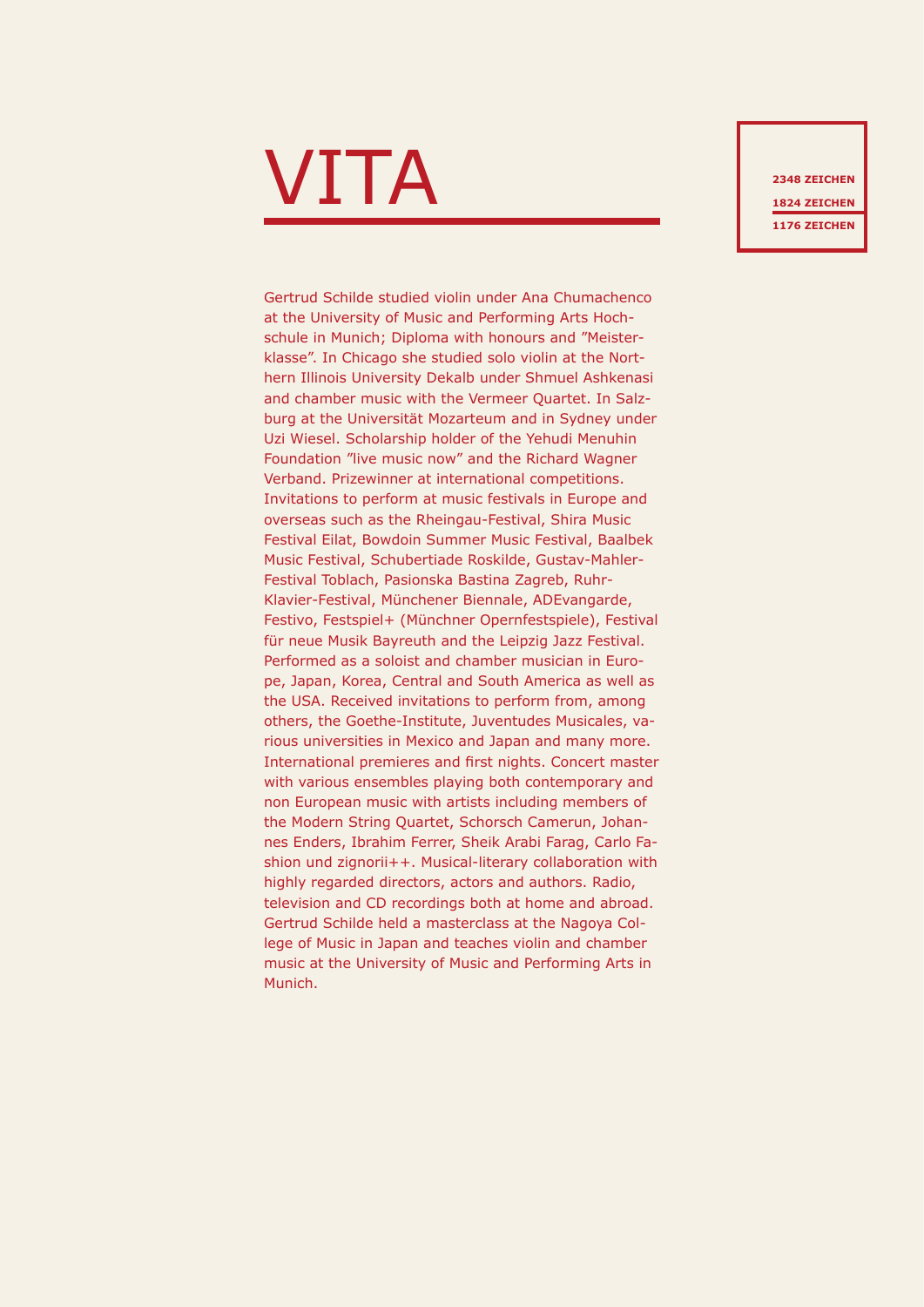# VITA

**2348 ZEICHEN**
**1824 ZEICHEN**
**1176 ZEICHEN**

Gertrud Schilde studied violin under Ana Chumachenco at the University of Music and Performing Arts Hochschule in Munich; Diploma with honours and "Meisterklasse". In Chicago she studied solo violin at the Northern Illinois University Dekalb under Shmuel Ashkenasi and chamber music with the Vermeer Quartet. In Salzburg at the Universität Mozarteum and in Sydney under Uzi Wiesel. Scholarship holder of the Yehudi Menuhin Foundation "live music now" and the Richard Wagner Verband. Prizewinner at international competitions. Invitations to perform at music festivals in Europe and overseas such as the Rheingau-Festival, Shira Music Festival Eilat, Bowdoin Summer Music Festival, Baalbek Music Festival, Schubertiade Roskilde, Gustav-Mahler-Festival Toblach, Pasionska Bastina Zagreb, Ruhr-Klavier-Festival, Münchener Biennale, ADEvangarde, Festivo, Festspiel+ (Münchner Opernfestspiele), Festival für neue Musik Bayreuth and the Leipzig Jazz Festival. Performed as a soloist and chamber musician in Europe, Japan, Korea, Central and South America as well as the USA. Received invitations to perform from, among others, the Goethe-Institute, Juventudes Musicales, various universities in Mexico and Japan and many more. International premieres and first nights. Concert master with various ensembles playing both contemporary and non European music with artists including members of the Modern String Quartet, Schorsch Camerun, Johannes Enders, Ibrahim Ferrer, Sheik Arabi Farag, Carlo Fashion und zignorii++. Musical-literary collaboration with highly regarded directors, actors and authors. Radio, television and CD recordings both at home and abroad. Gertrud Schilde held a masterclass at the Nagoya College of Music in Japan and teaches violin and chamber music at the University of Music and Performing Arts in Munich.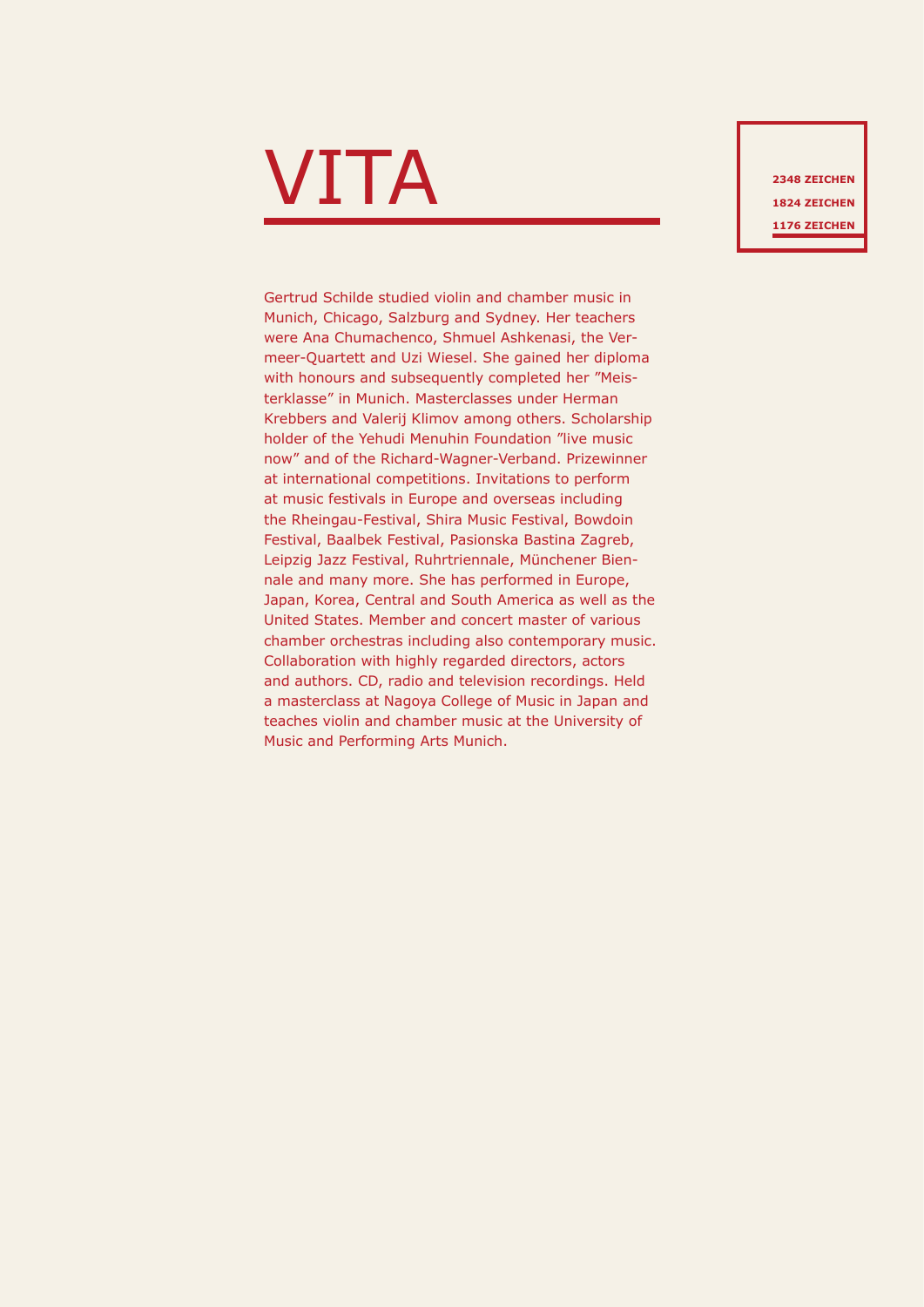# VITA

**2348 ZEICHEN**
**1824 ZEICHEN**
**1176 ZEICHEN**

Gertrud Schilde studied violin and chamber music in Munich, Chicago, Salzburg and Sydney. Her teachers were Ana Chumachenco, Shmuel Ashkenasi, the Vermeer-Quartett and Uzi Wiesel. She gained her diploma with honours and subsequently completed her ”Meisterklasse” in Munich. Masterclasses under Herman Krebbers and Valerij Klimov among others. Scholarship holder of the Yehudi Menuhin Foundation ”live music now” and of the Richard-Wagner-Verband. Prizewinner at international competitions. Invitations to perform at music festivals in Europe and overseas including the Rheingau-Festival, Shira Music Festival, Bowdoin Festival, Baalbek Festival, Pasionska Bastina Zagreb, Leipzig Jazz Festival, Ruhrtriennale, Münchener Biennale and many more. She has performed in Europe, Japan, Korea, Central and South America as well as the United States. Member and concert master of various chamber orchestras including also contemporary music. Collaboration with highly regarded directors, actors and authors. CD, radio and television recordings. Held a masterclass at Nagoya College of Music in Japan and teaches violin and chamber music at the University of Music and Performing Arts Munich.